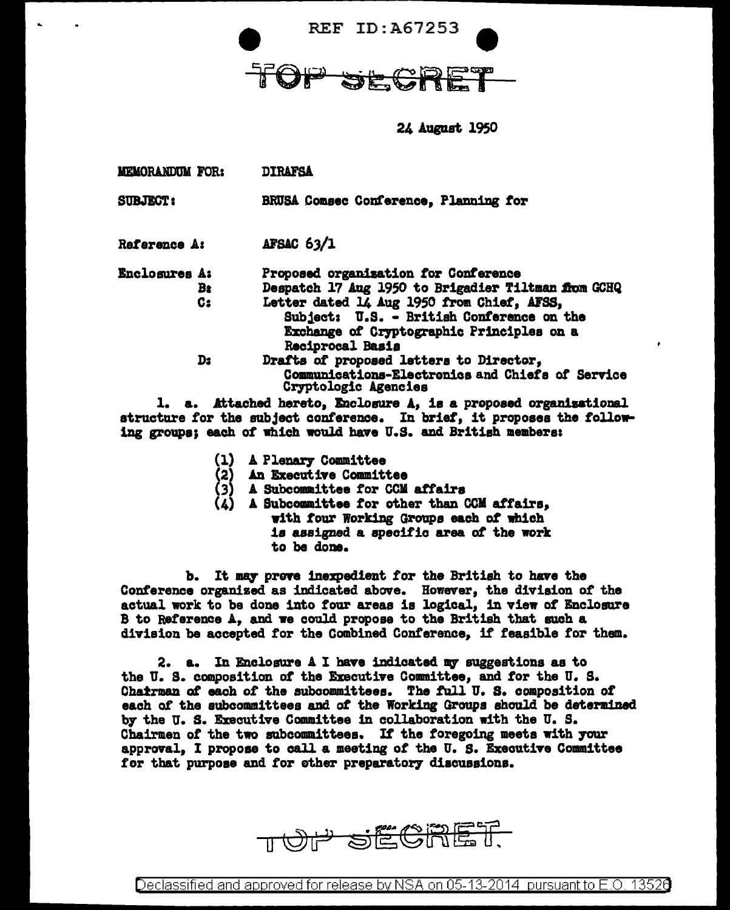REF ID:A67253

TOP SECRET

24 August 1950

MEMORANDUM FOR: DIRAFSA

SUBJECT: BRUSA Comsec Conference, Planning for

Reference A: AFSAC 63/1

Enclosures A: Proposed organization for Conference
B: Despatch 17 Aug 1950 to Brigadier Tiltman from GCHQ
C: Letter dated 14 Aug 1950 from Chief, AFSS, Subject: U.S. - British Conference on the Exchange of Cryptographic Principles on a Reciprocal Basis
D: Drafts of proposed letters to Director, Communications-Electronics and Chiefs of Service Cryptologic Agencies

1. a. Attached hereto, Enclosure A, is a proposed organizational structure for the subject conference. In brief, it proposes the following groups; each of which would have U.S. and British members:

(1) A Plenary Committee
(2) An Executive Committee
(3) A Subcommittee for CCM affairs
(4) A Subcommittee for other than CCM affairs, with four Working Groups each of which is assigned a specific area of the work to be done.

b. It may prove inexpedient for the British to have the Conference organized as indicated above. However, the division of the actual work to be done into four areas is logical, in view of Enclosure B to Reference A, and we could propose to the British that such a division be accepted for the Combined Conference, if feasible for them.

2. a. In Enclosure A I have indicated my suggestions as to the U. S. composition of the Executive Committee, and for the U. S. Chairman of each of the subcommittees. The full U. S. composition of each of the subcommittees and of the Working Groups should be determined by the U. S. Executive Committee in collaboration with the U. S. Chairmen of the two subcommittees. If the foregoing meets with your approval, I propose to call a meeting of the U. S. Executive Committee for that purpose and for other preparatory discussions.

TOP SECRET

Declassified and approved for release by NSA on 05-13-2014 pursuant to E.O. 13526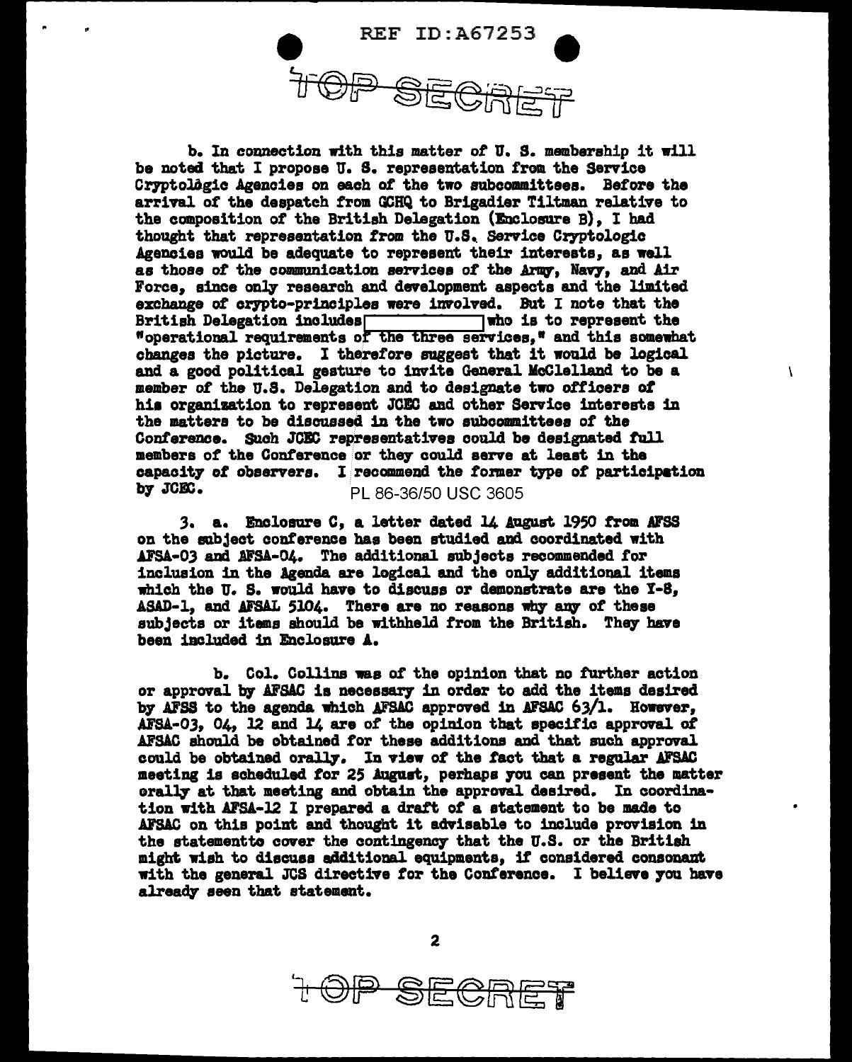REF ID:A67253

TOP SECRET

b. In connection with this matter of U. S. membership it will be noted that I propose U. S. representation from the Service Cryptologic Agencies on each of the two subcommittees. Before the arrival of the despatch from GCHQ to Brigadier Tiltman relative to the composition of the British Delegation (Enclosure B), I had thought that representation from the U.S. Service Cryptologic Agencies would be adequate to represent their interests, as well as those of the communication services of the Army, Navy, and Air Force, since only research and development aspects and the limited exchange of crypto-principles were involved. But I note that the British Delegation includes [ ] who is to represent the "operational requirements of the three services," and this somewhat changes the picture. I therefore suggest that it would be logical and a good political gesture to invite General McClelland to be a member of the U.S. Delegation and to designate two officers of his organization to represent JCEC and other Service interests in the matters to be discussed in the two subcommittees of the Conference. Such JCEC representatives could be designated full members of the Conference or they could serve at least in the capacity of observers. I recommend the former type of participation by JCEC.

PL 86-36/50 USC 3605

3. a. Enclosure C, a letter dated 14 August 1950 from AFSS on the subject conference has been studied and coordinated with AFSA-03 and AFSA-04. The additional subjects recommended for inclusion in the Agenda are logical and the only additional items which the U. S. would have to discuss or demonstrate are the Y-8, ASAD-1, and AFSAL 5104. There are no reasons why any of these subjects or items should be withheld from the British. They have been included in Enclosure A.

b. Col. Collins was of the opinion that no further action or approval by AFSAC is necessary in order to add the items desired by AFSS to the agenda which AFSAC approved in AFSAC 63/1. However, AFSA-03, 04, 12 and 14 are of the opinion that specific approval of AFSAC should be obtained for these additions and that such approval could be obtained orally. In view of the fact that a regular AFSAC meeting is scheduled for 25 August, perhaps you can present the matter orally at that meeting and obtain the approval desired. In coordination with AFSA-12 I prepared a draft of a statement to be made to AFSAC on this point and thought it advisable to include provision in the statementto cover the contingency that the U.S. or the British might wish to discuss additional equipments, if considered consonant with the general JCS directive for the Conference. I believe you have already seen that statement.

TOP SECRET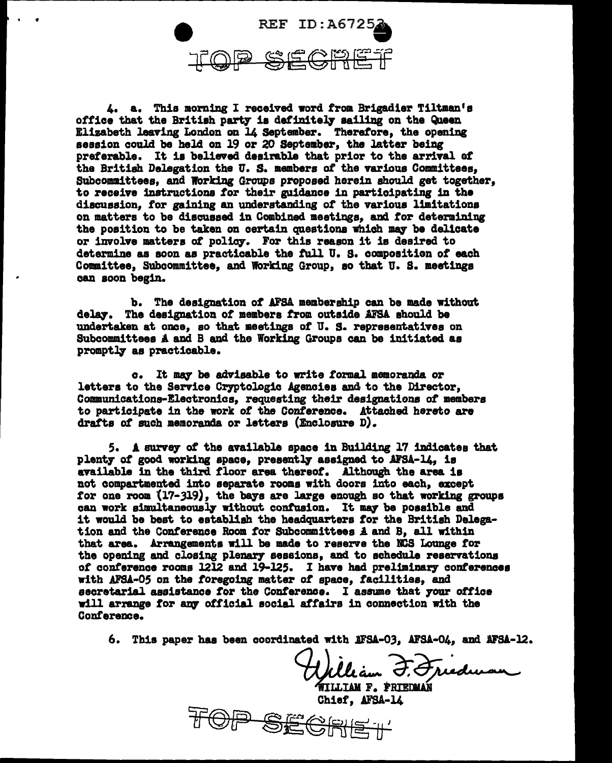4. a. This morning I received word from Brigadier Tiltman's office that the British party is definitely sailing on the Queen Elizabeth leaving London on 14 September. Therefore, the opening session could be held on 19 or 20 September, the latter being preferable. It is believed desirable that prior to the arrival of the British Delegation the U. S. members of the various Committees, Subcommittees, and Working Groups proposed herein should get together, to receive instructions for their guidance in participating in the discussion, for gaining an understanding of the various limitations on matters to be discussed in Combined meetings, and for determining the position to be taken on certain questions which may be delicate or involve matters of policy. For this reason it is desired to determine as soon as practicable the full U. S. composition of each Committee, Subcommittee, and Working Group, so that U. S. meetings can soon begin.

b. The designation of AFSA membership can be made without delay. The designation of members from outside AFSA should be undertaken at once, so that meetings of U. S. representatives on Subcommittees A and B and the Working Groups can be initiated as promptly as practicable.

c. It may be advisable to write formal memoranda or letters to the Service Cryptologic Agencies and to the Director, Communications-Electronics, requesting their designations of members to participate in the work of the Conference. Attached hereto are drafts of such memoranda or letters (Enclosure D).

5. A survey of the available space in Building 17 indicates that plenty of good working space, presently assigned to AFSA-14, is available in the third floor area thereof. Although the area is not compartmented into separate rooms with doors into each, except for one room (17-319), the bays are large enough so that working groups can work simultaneously without confusion. It may be possible and it would be best to establish the headquarters for the British Delegation and the Conference Room for Subcommittees A and B, all within that area. Arrangements will be made to reserve the NCS Lounge for the opening and closing plenary sessions, and to schedule reservations of conference rooms 1212 and 19-125. I have had preliminary conferences with AFSA-05 on the foregoing matter of space, facilities, and secretarial assistance for the Conference. I assume that your office will arrange for any official social affairs in connection with the Conference.

6. This paper has been coordinated with AFSA-03, AFSA-04, and AFSA-12.

William F. Friedman

WILLIAM F. FRIEDMAN
Chief, AFSA-14